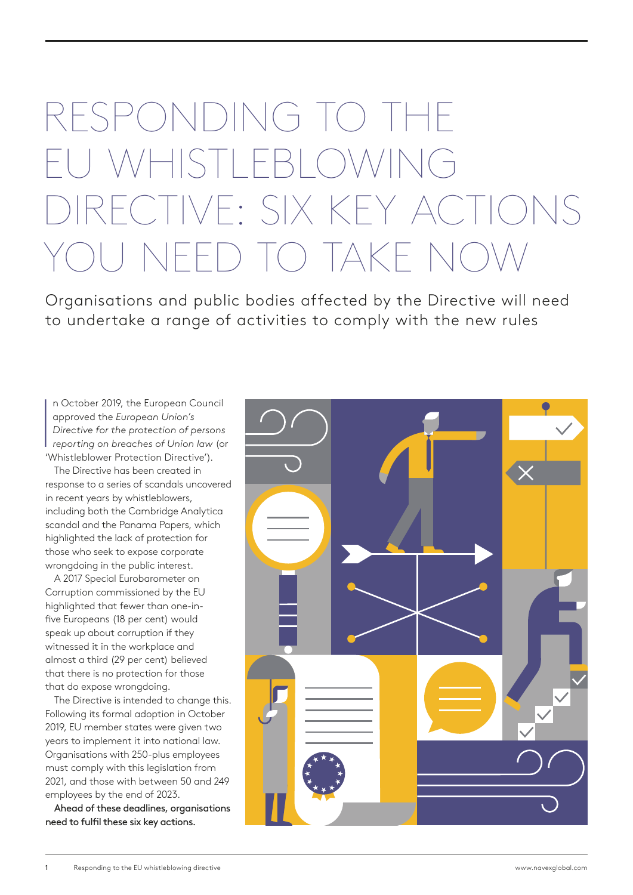# RESPONDING TO THE EU WHISTLEBLOWING DIRECTIVE: SIX KEY ACTIONS YOU NEED TO TAKE NOW

Organisations and public bodies affected by the Directive will need to undertake a range of activities to comply with the new rules

In October 2019, the European Council approved the *European Union's Directive for the protection of persons reporting on breaches of Union law* (or 'Whistleblower Protection Directive').

The Directive has been created in response to a series of scandals uncovered in recent years by whistleblowers, including both the Cambridge Analytica scandal and the Panama Papers, which highlighted the lack of protection for those who seek to expose corporate wrongdoing in the public interest.

A 2017 Special Eurobarometer on Corruption commissioned by the EU highlighted that fewer than one-in-five Europeans (18 per cent) would speak up about corruption if they witnessed it in the workplace and almost a third (29 per cent) believed that there is no protection for those that do expose wrongdoing.

The Directive is intended to change this. Following its formal adoption in October 2019, EU member states were given two years to implement it into national law. Organisations with 250-plus employees must comply with this legislation from 2021, and those with between 50 and 249 employees by the end of 2023.

**Ahead of these deadlines, organisations need to fulfil these six key actions.**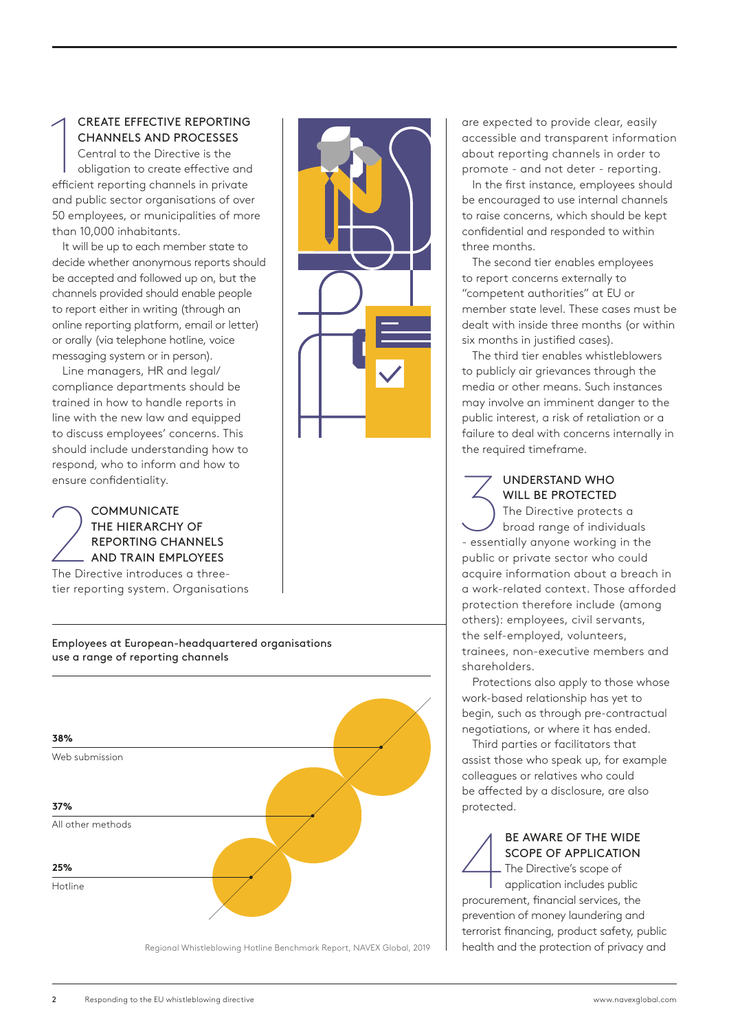## 1 CREATE EFFECTIVE REPORTING CHANNELS AND PROCESSES

Central to the Directive is the obligation to create effective and efficient reporting channels in private and public sector organisations of over 50 employees, or municipalities of more than 10,000 inhabitants.

It will be up to each member state to decide whether anonymous reports should be accepted and followed up on, but the channels provided should enable people to report either in writing (through an online reporting platform, email or letter) or orally (via telephone hotline, voice messaging system or in person).

Line managers, HR and legal/compliance departments should be trained in how to handle reports in line with the new law and equipped to discuss employees' concerns. This should include understanding how to respond, who to inform and how to ensure confidentiality.

## 2 COMMUNICATE THE HIERARCHY OF REPORTING CHANNELS AND TRAIN EMPLOYEES

The Directive introduces a three-tier reporting system. Organisations are expected to provide clear, easily accessible and transparent information about reporting channels in order to promote - and not deter - reporting.

In the first instance, employees should be encouraged to use internal channels to raise concerns, which should be kept confidential and responded to within three months.

The second tier enables employees to report concerns externally to "competent authorities" at EU or member state level. These cases must be dealt with inside three months (or within six months in justified cases).

The third tier enables whistleblowers to publicly air grievances through the media or other means. Such instances may involve an imminent danger to the public interest, a risk of retaliation or a failure to deal with concerns internally in the required timeframe.

**Employees at European-headquartered organisations use a range of reporting channels**

| Percentage | Channel |
|---|---|
| **38%** | Web submission |
| **37%** | All other methods |
| **25%** | Hotline |

Regional Whistleblowing Hotline Benchmark Report, NAVEX Global, 2019

## 3 UNDERSTAND WHO WILL BE PROTECTED

The Directive protects a broad range of individuals - essentially anyone working in the public or private sector who could acquire information about a breach in a work-related context. Those afforded protection therefore include (among others): employees, civil servants, the self-employed, volunteers, trainees, non-executive members and shareholders.

Protections also apply to those whose work-based relationship has yet to begin, such as through pre-contractual negotiations, or where it has ended.

Third parties or facilitators that assist those who speak up, for example colleagues or relatives who could be affected by a disclosure, are also protected.

## 4 BE AWARE OF THE WIDE SCOPE OF APPLICATION

The Directive's scope of application includes public procurement, financial services, the prevention of money laundering and terrorist financing, product safety, public health and the protection of privacy and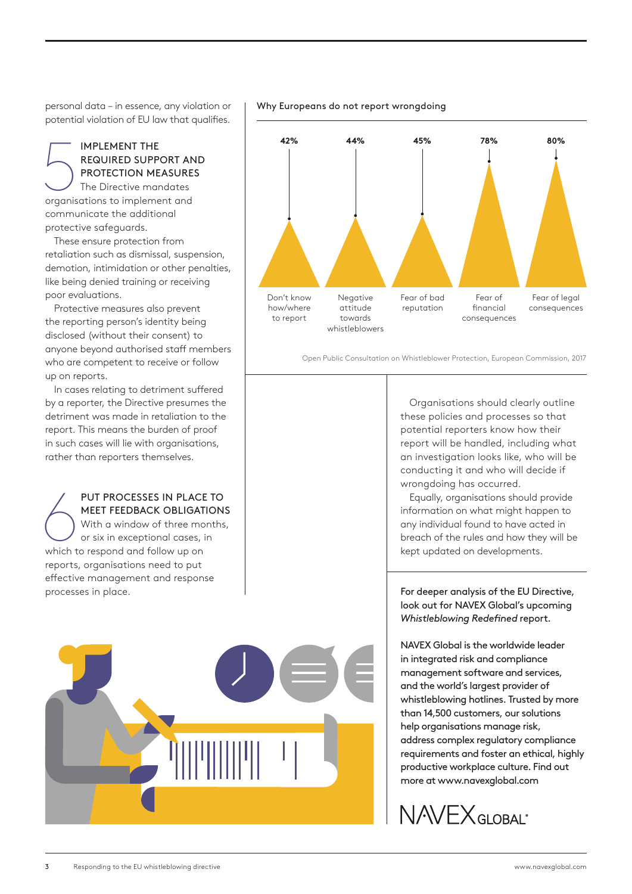personal data – in essence, any violation or potential violation of EU law that qualifies.

## 5 IMPLEMENT THE REQUIRED SUPPORT AND PROTECTION MEASURES

The Directive mandates organisations to implement and communicate the additional protective safeguards.

These ensure protection from retaliation such as dismissal, suspension, demotion, intimidation or other penalties, like being denied training or receiving poor evaluations.

Protective measures also prevent the reporting person's identity being disclosed (without their consent) to anyone beyond authorised staff members who are competent to receive or follow up on reports.

In cases relating to detriment suffered by a reporter, the Directive presumes the detriment was made in retaliation to the report. This means the burden of proof in such cases will lie with organisations, rather than reporters themselves.

## 6 PUT PROCESSES IN PLACE TO MEET FEEDBACK OBLIGATIONS

With a window of three months, or six in exceptional cases, in which to respond and follow up on reports, organisations need to put effective management and response processes in place.

Why Europeans do not report wrongdoing

42%
Don't know how/where to report

44%
Negative attitude towards whistleblowers

45%
Fear of bad reputation

78%
Fear of financial consequences

80%
Fear of legal consequences

Open Public Consultation on Whistleblower Protection, European Commission, 2017

Organisations should clearly outline these policies and processes so that potential reporters know how their report will be handled, including what an investigation looks like, who will be conducting it and who will decide if wrongdoing has occurred.

Equally, organisations should provide information on what might happen to any individual found to have acted in breach of the rules and how they will be kept updated on developments.

For deeper analysis of the EU Directive, look out for NAVEX Global's upcoming *Whistleblowing Redefined* report.

NAVEX Global is the worldwide leader in integrated risk and compliance management software and services, and the world's largest provider of whistleblowing hotlines. Trusted by more than 14,500 customers, our solutions help organisations manage risk, address complex regulatory compliance requirements and foster an ethical, highly productive workplace culture. Find out more at www.navexglobal.com

NAVEX GLOBAL